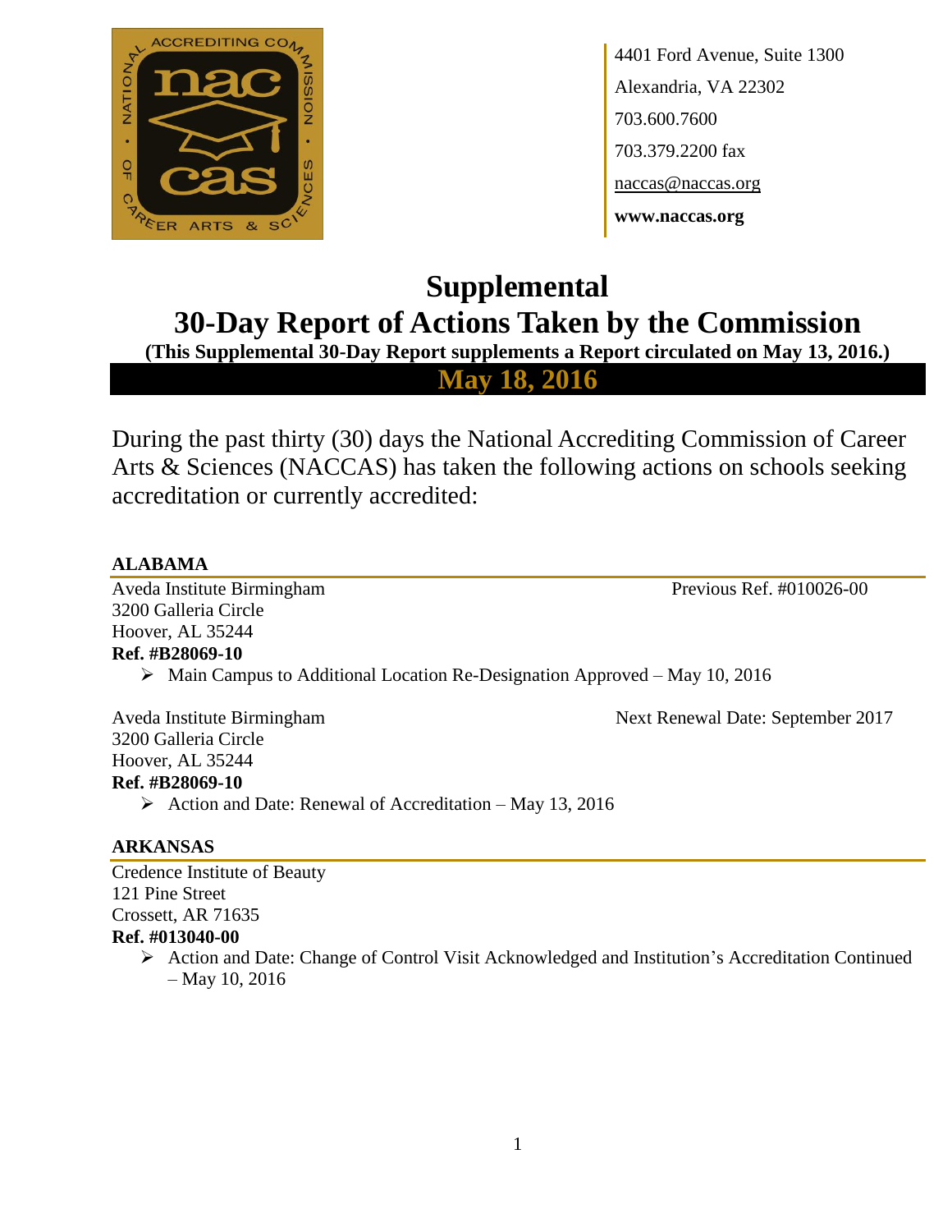4401 Ford Avenue, Suite 1300
Alexandria, VA 22302
703.600.7600
703.379.2200 fax
naccas@naccas.org
**www.naccas.org**

# Supplemental
# 30-Day Report of Actions Taken by the Commission

**(This Supplemental 30-Day Report supplements a Report circulated on May 13, 2016.)**

## May 18, 2016

During the past thirty (30) days the National Accrediting Commission of Career Arts & Sciences (NACCAS) has taken the following actions on schools seeking accreditation or currently accredited:

### ALABAMA

Aveda Institute Birmingham — Previous Ref. #010026-00
3200 Galleria Circle
Hoover, AL 35244
**Ref. #B28069-10**

- Main Campus to Additional Location Re-Designation Approved – May 10, 2016

Aveda Institute Birmingham — Next Renewal Date: September 2017
3200 Galleria Circle
Hoover, AL 35244
**Ref. #B28069-10**

- Action and Date: Renewal of Accreditation – May 13, 2016

### ARKANSAS

Credence Institute of Beauty
121 Pine Street
Crossett, AR 71635
**Ref. #013040-00**

- Action and Date: Change of Control Visit Acknowledged and Institution's Accreditation Continued – May 10, 2016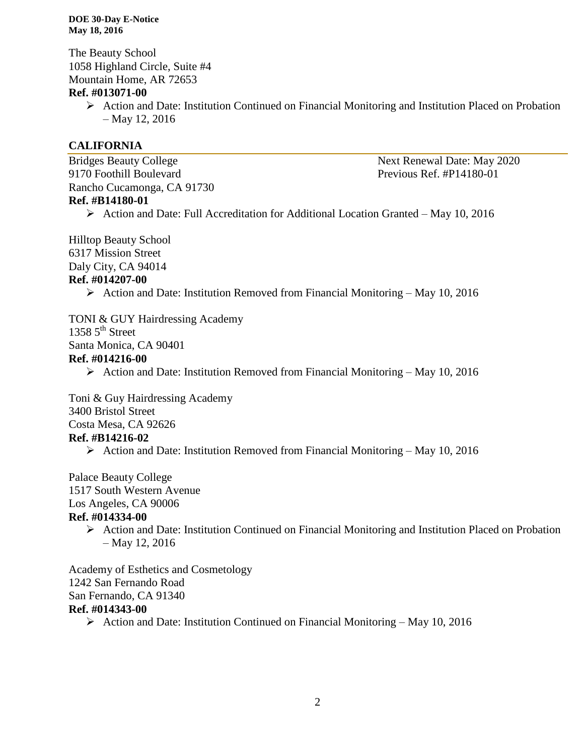The Beauty School
1058 Highland Circle, Suite #4
Mountain Home, AR 72653
**Ref. #013071-00**

- Action and Date: Institution Continued on Financial Monitoring and Institution Placed on Probation – May 12, 2016

## CALIFORNIA

Bridges Beauty College
9170 Foothill Boulevard
Rancho Cucamonga, CA 91730
**Ref. #B14180-01**
Next Renewal Date: May 2020
Previous Ref. #P14180-01

- Action and Date: Full Accreditation for Additional Location Granted – May 10, 2016

Hilltop Beauty School
6317 Mission Street
Daly City, CA 94014
**Ref. #014207-00**

- Action and Date: Institution Removed from Financial Monitoring – May 10, 2016

TONI & GUY Hairdressing Academy
1358 5th Street
Santa Monica, CA 90401
**Ref. #014216-00**

- Action and Date: Institution Removed from Financial Monitoring – May 10, 2016

Toni & Guy Hairdressing Academy
3400 Bristol Street
Costa Mesa, CA 92626
**Ref. #B14216-02**

- Action and Date: Institution Removed from Financial Monitoring – May 10, 2016

Palace Beauty College
1517 South Western Avenue
Los Angeles, CA 90006
**Ref. #014334-00**

- Action and Date: Institution Continued on Financial Monitoring and Institution Placed on Probation – May 12, 2016

Academy of Esthetics and Cosmetology
1242 San Fernando Road
San Fernando, CA 91340
**Ref. #014343-00**

- Action and Date: Institution Continued on Financial Monitoring – May 10, 2016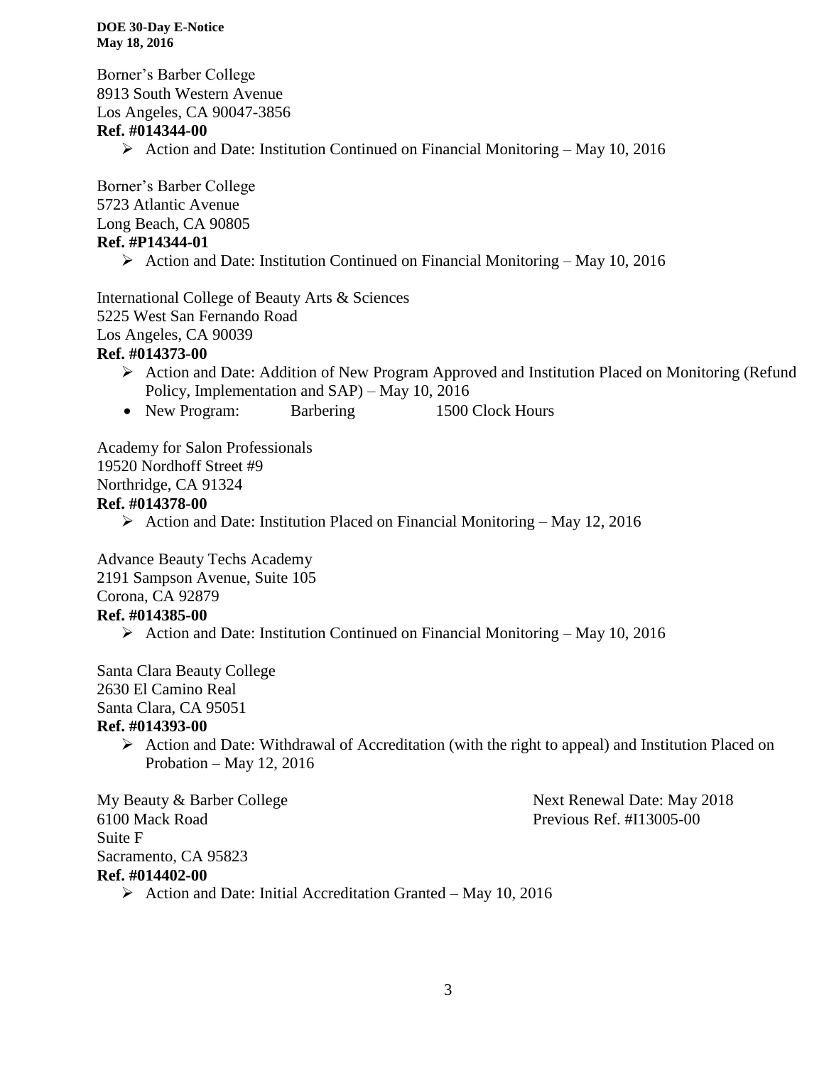Borner's Barber College
8913 South Western Avenue
Los Angeles, CA 90047-3856
**Ref. #014344-00**

- Action and Date: Institution Continued on Financial Monitoring – May 10, 2016

Borner's Barber College
5723 Atlantic Avenue
Long Beach, CA 90805
**Ref. #P14344-01**

- Action and Date: Institution Continued on Financial Monitoring – May 10, 2016

International College of Beauty Arts & Sciences
5225 West San Fernando Road
Los Angeles, CA 90039
**Ref. #014373-00**

- Action and Date: Addition of New Program Approved and Institution Placed on Monitoring (Refund Policy, Implementation and SAP) – May 10, 2016
- New Program: Barbering 1500 Clock Hours

Academy for Salon Professionals
19520 Nordhoff Street #9
Northridge, CA 91324
**Ref. #014378-00**

- Action and Date: Institution Placed on Financial Monitoring – May 12, 2016

Advance Beauty Techs Academy
2191 Sampson Avenue, Suite 105
Corona, CA 92879
**Ref. #014385-00**

- Action and Date: Institution Continued on Financial Monitoring – May 10, 2016

Santa Clara Beauty College
2630 El Camino Real
Santa Clara, CA 95051
**Ref. #014393-00**

- Action and Date: Withdrawal of Accreditation (with the right to appeal) and Institution Placed on Probation – May 12, 2016

My Beauty & Barber College
6100 Mack Road
Suite F
Sacramento, CA 95823
**Ref. #014402-00**

Next Renewal Date: May 2018
Previous Ref. #I13005-00

- Action and Date: Initial Accreditation Granted – May 10, 2016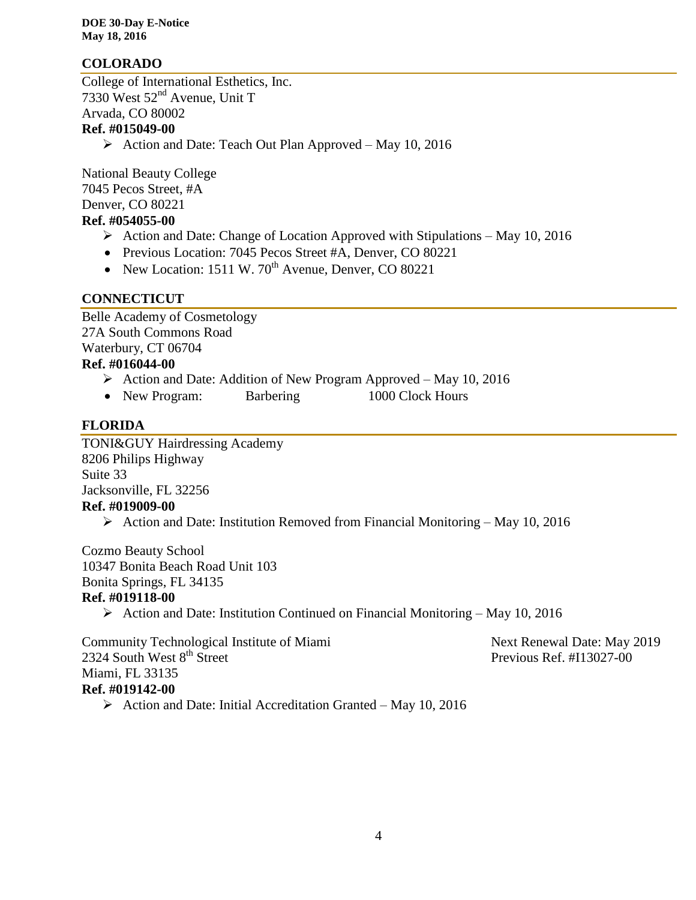## COLORADO

College of International Esthetics, Inc.
7330 West 52nd Avenue, Unit T
Arvada, CO 80002
**Ref. #015049-00**

- Action and Date: Teach Out Plan Approved – May 10, 2016

National Beauty College
7045 Pecos Street, #A
Denver, CO 80221
**Ref. #054055-00**

- Action and Date: Change of Location Approved with Stipulations – May 10, 2016
- Previous Location: 7045 Pecos Street #A, Denver, CO 80221
- New Location: 1511 W. 70th Avenue, Denver, CO 80221

## CONNECTICUT

Belle Academy of Cosmetology
27A South Commons Road
Waterbury, CT 06704
**Ref. #016044-00**

- Action and Date: Addition of New Program Approved – May 10, 2016
- New Program: Barbering 1000 Clock Hours

## FLORIDA

TONI&GUY Hairdressing Academy
8206 Philips Highway
Suite 33
Jacksonville, FL 32256
**Ref. #019009-00**

- Action and Date: Institution Removed from Financial Monitoring – May 10, 2016

Cozmo Beauty School
10347 Bonita Beach Road Unit 103
Bonita Springs, FL 34135
**Ref. #019118-00**

- Action and Date: Institution Continued on Financial Monitoring – May 10, 2016

Community Technological Institute of Miami
2324 South West 8th Street
Miami, FL 33135
**Ref. #019142-00**

Next Renewal Date: May 2019
Previous Ref. #I13027-00

- Action and Date: Initial Accreditation Granted – May 10, 2016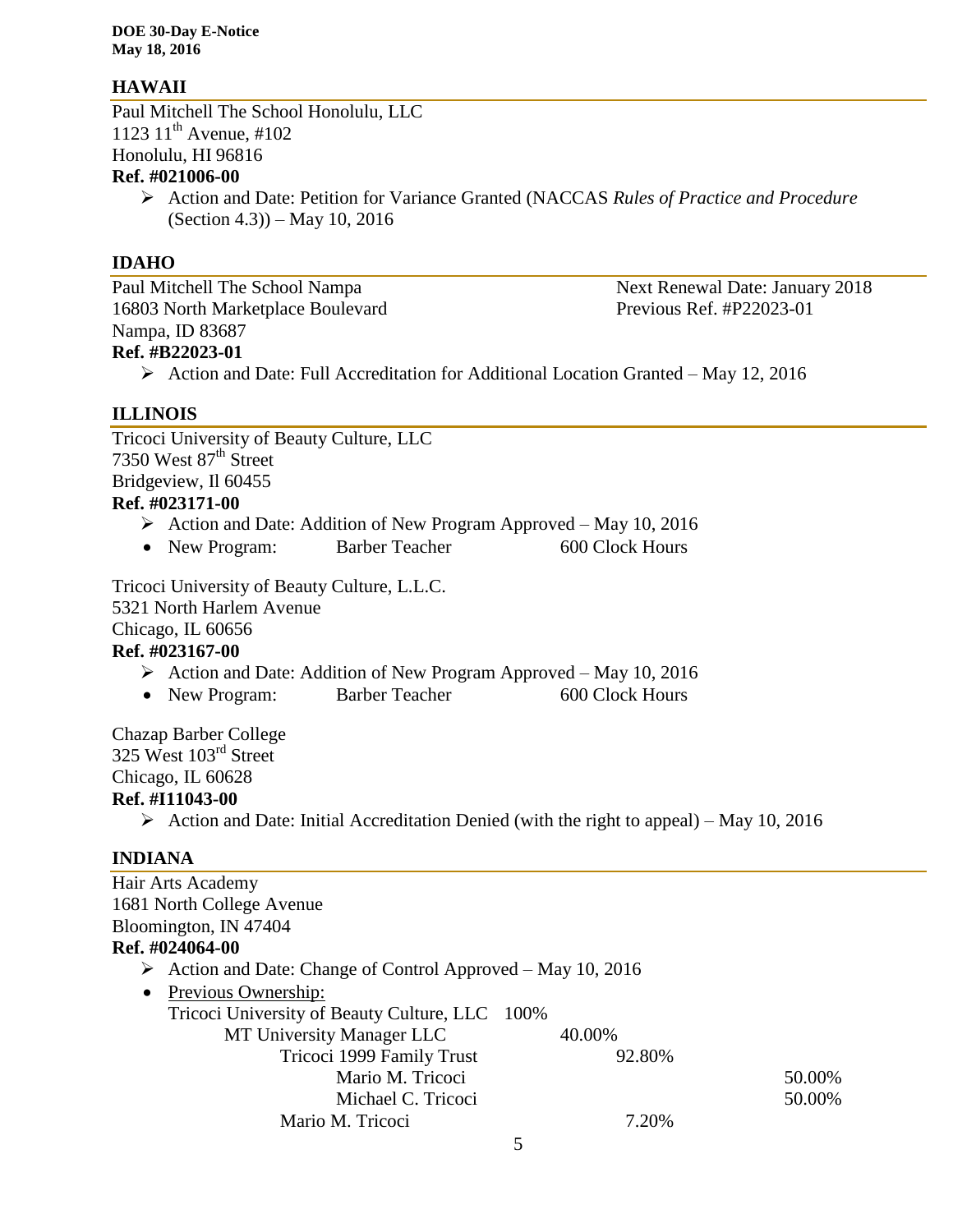## HAWAII

Paul Mitchell The School Honolulu, LLC
1123 11th Avenue, #102
Honolulu, HI 96816
**Ref. #021006-00**

- Action and Date: Petition for Variance Granted (NACCAS *Rules of Practice and Procedure* (Section 4.3)) – May 10, 2016

## IDAHO

Paul Mitchell The School Nampa
16803 North Marketplace Boulevard
Nampa, ID 83687
**Ref. #B22023-01**

Next Renewal Date: January 2018
Previous Ref. #P22023-01

- Action and Date: Full Accreditation for Additional Location Granted – May 12, 2016

## ILLINOIS

Tricoci University of Beauty Culture, LLC
7350 West 87th Street
Bridgeview, Il 60455
**Ref. #023171-00**

- Action and Date: Addition of New Program Approved – May 10, 2016
- New Program: Barber Teacher 600 Clock Hours

Tricoci University of Beauty Culture, L.L.C.
5321 North Harlem Avenue
Chicago, IL 60656
**Ref. #023167-00**

- Action and Date: Addition of New Program Approved – May 10, 2016
- New Program: Barber Teacher 600 Clock Hours

Chazap Barber College
325 West 103rd Street
Chicago, IL 60628
**Ref. #I11043-00**

- Action and Date: Initial Accreditation Denied (with the right to appeal) – May 10, 2016

## INDIANA

Hair Arts Academy
1681 North College Avenue
Bloomington, IN 47404
**Ref. #024064-00**

- Action and Date: Change of Control Approved – May 10, 2016
- Previous Ownership:
  - Tricoci University of Beauty Culture, LLC 100%
    - MT University Manager LLC 40.00%
      - Tricoci 1999 Family Trust 92.80%
        - Mario M. Tricoci 50.00%
        - Michael C. Tricoci 50.00%
      - Mario M. Tricoci 7.20%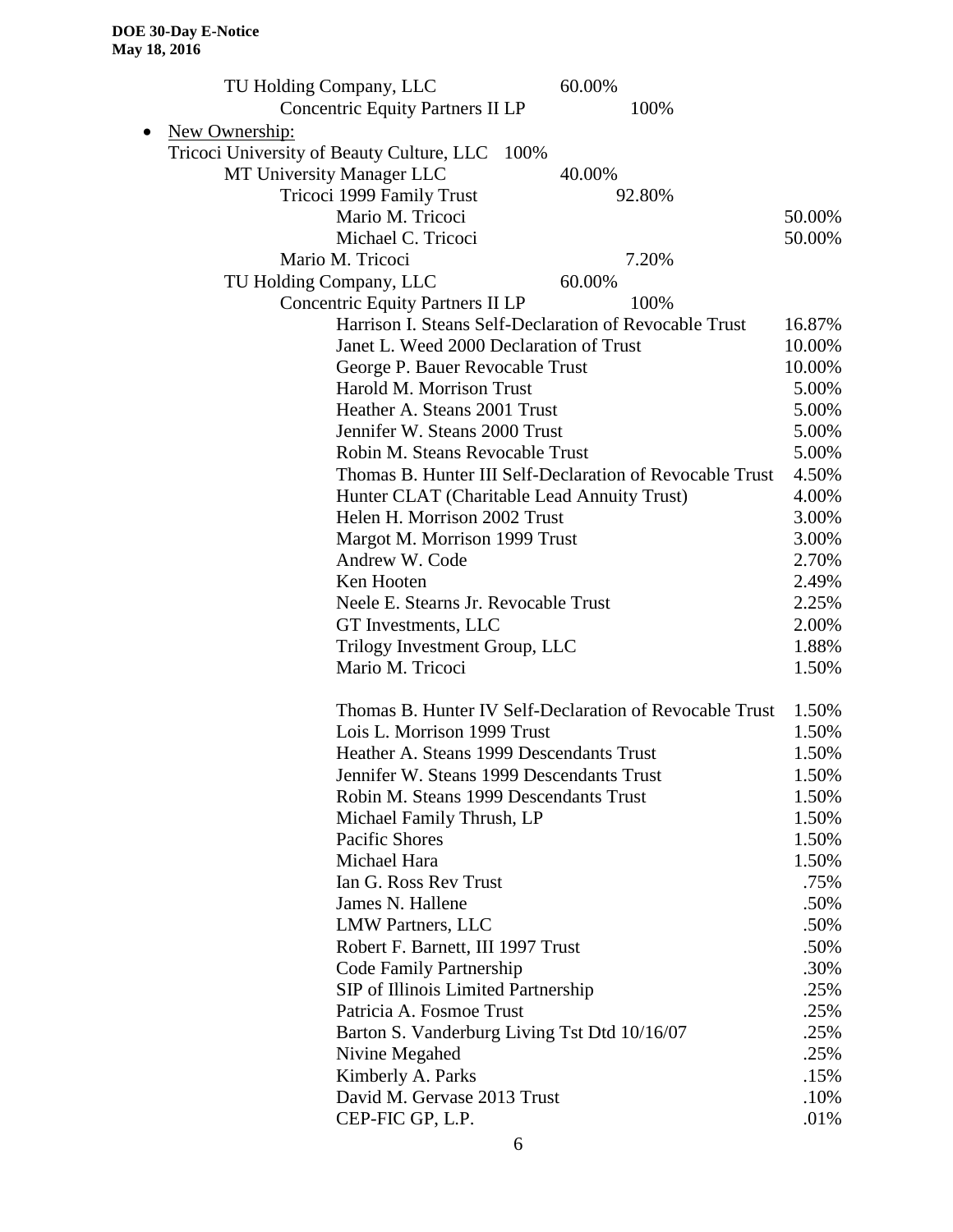TU Holding Company, LLC 60.00%

Concentric Equity Partners II LP 100%

- New Ownership:

Tricoci University of Beauty Culture, LLC 100%

| Entity | | | |
|---|---|---|---|
| MT University Manager LLC | 40.00% | | |
| Tricoci 1999 Family Trust | | 92.80% | |
| Mario M. Tricoci | | | 50.00% |
| Michael C. Tricoci | | | 50.00% |
| Mario M. Tricoci | | 7.20% | |
| TU Holding Company, LLC | 60.00% | | |
| Concentric Equity Partners II LP | | 100% | |
| Harrison I. Steans Self-Declaration of Revocable Trust | | | 16.87% |
| Janet L. Weed 2000 Declaration of Trust | | | 10.00% |
| George P. Bauer Revocable Trust | | | 10.00% |
| Harold M. Morrison Trust | | | 5.00% |
| Heather A. Steans 2001 Trust | | | 5.00% |
| Jennifer W. Steans 2000 Trust | | | 5.00% |
| Robin M. Steans Revocable Trust | | | 5.00% |
| Thomas B. Hunter III Self-Declaration of Revocable Trust | | | 4.50% |
| Hunter CLAT (Charitable Lead Annuity Trust) | | | 4.00% |
| Helen H. Morrison 2002 Trust | | | 3.00% |
| Margot M. Morrison 1999 Trust | | | 3.00% |
| Andrew W. Code | | | 2.70% |
| Ken Hooten | | | 2.49% |
| Neele E. Stearns Jr. Revocable Trust | | | 2.25% |
| GT Investments, LLC | | | 2.00% |
| Trilogy Investment Group, LLC | | | 1.88% |
| Mario M. Tricoci | | | 1.50% |
| Thomas B. Hunter IV Self-Declaration of Revocable Trust | | | 1.50% |
| Lois L. Morrison 1999 Trust | | | 1.50% |
| Heather A. Steans 1999 Descendants Trust | | | 1.50% |
| Jennifer W. Steans 1999 Descendants Trust | | | 1.50% |
| Robin M. Steans 1999 Descendants Trust | | | 1.50% |
| Michael Family Thrush, LP | | | 1.50% |
| Pacific Shores | | | 1.50% |
| Michael Hara | | | 1.50% |
| Ian G. Ross Rev Trust | | | .75% |
| James N. Hallene | | | .50% |
| LMW Partners, LLC | | | .50% |
| Robert F. Barnett, III 1997 Trust | | | .50% |
| Code Family Partnership | | | .30% |
| SIP of Illinois Limited Partnership | | | .25% |
| Patricia A. Fosmoe Trust | | | .25% |
| Barton S. Vanderburg Living Tst Dtd 10/16/07 | | | .25% |
| Nivine Megahed | | | .25% |
| Kimberly A. Parks | | | .15% |
| David M. Gervase 2013 Trust | | | .10% |
| CEP-FIC GP, L.P. | | | .01% |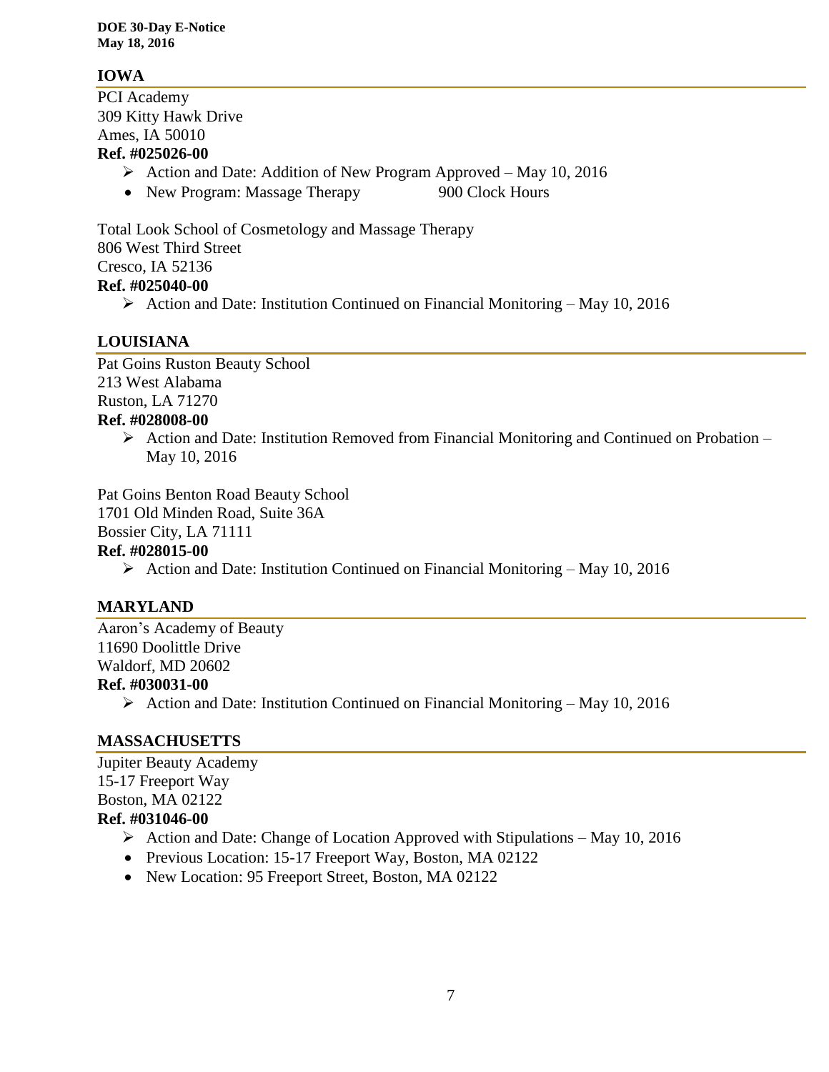## IOWA

PCI Academy
309 Kitty Hawk Drive
Ames, IA 50010
**Ref. #025026-00**

- Action and Date: Addition of New Program Approved – May 10, 2016
- New Program: Massage Therapy 900 Clock Hours

Total Look School of Cosmetology and Massage Therapy
806 West Third Street
Cresco, IA 52136
**Ref. #025040-00**

- Action and Date: Institution Continued on Financial Monitoring – May 10, 2016

## LOUISIANA

Pat Goins Ruston Beauty School
213 West Alabama
Ruston, LA 71270
**Ref. #028008-00**

- Action and Date: Institution Removed from Financial Monitoring and Continued on Probation – May 10, 2016

Pat Goins Benton Road Beauty School
1701 Old Minden Road, Suite 36A
Bossier City, LA 71111
**Ref. #028015-00**

- Action and Date: Institution Continued on Financial Monitoring – May 10, 2016

## MARYLAND

Aaron's Academy of Beauty
11690 Doolittle Drive
Waldorf, MD 20602
**Ref. #030031-00**

- Action and Date: Institution Continued on Financial Monitoring – May 10, 2016

## MASSACHUSETTS

Jupiter Beauty Academy
15-17 Freeport Way
Boston, MA 02122
**Ref. #031046-00**

- Action and Date: Change of Location Approved with Stipulations – May 10, 2016
- Previous Location: 15-17 Freeport Way, Boston, MA 02122
- New Location: 95 Freeport Street, Boston, MA 02122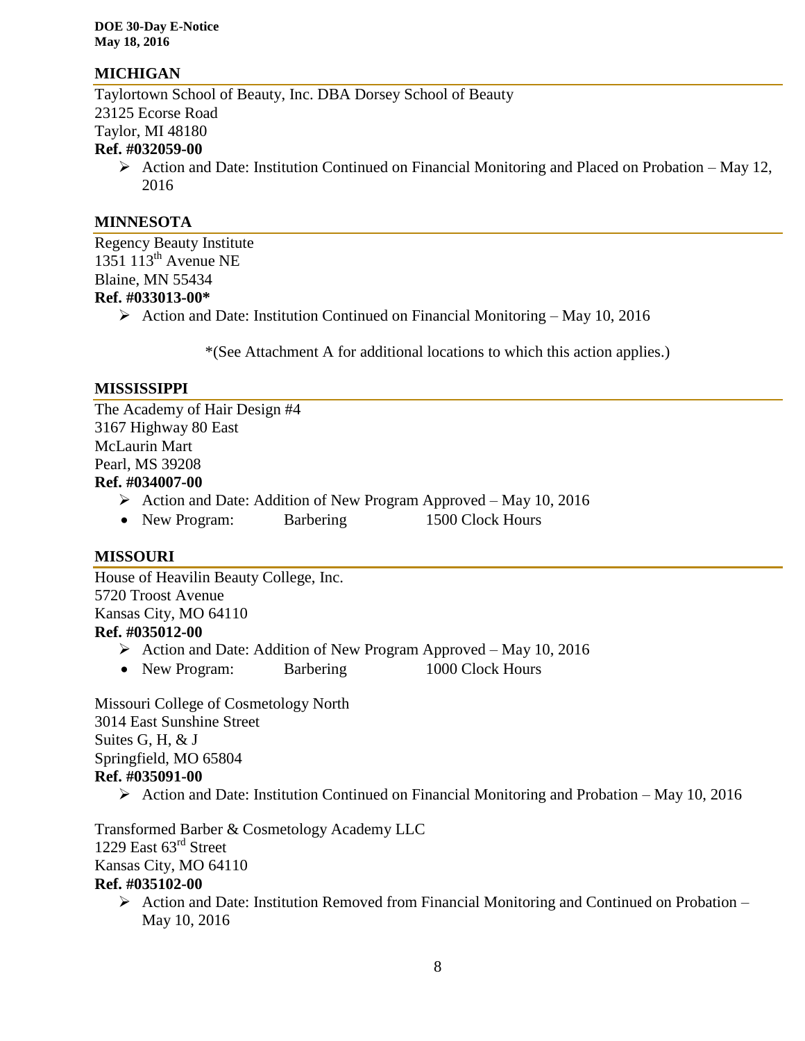## MICHIGAN

Taylortown School of Beauty, Inc. DBA Dorsey School of Beauty
23125 Ecorse Road
Taylor, MI 48180
**Ref. #032059-00**

- Action and Date: Institution Continued on Financial Monitoring and Placed on Probation – May 12, 2016

## MINNESOTA

Regency Beauty Institute
1351 113th Avenue NE
Blaine, MN 55434
**Ref. #033013-00***

- Action and Date: Institution Continued on Financial Monitoring – May 10, 2016

*(See Attachment A for additional locations to which this action applies.)

## MISSISSIPPI

The Academy of Hair Design #4
3167 Highway 80 East
McLaurin Mart
Pearl, MS 39208
**Ref. #034007-00**

- Action and Date: Addition of New Program Approved – May 10, 2016
- New Program: Barbering 1500 Clock Hours

## MISSOURI

House of Heavilin Beauty College, Inc.
5720 Troost Avenue
Kansas City, MO 64110
**Ref. #035012-00**

- Action and Date: Addition of New Program Approved – May 10, 2016
- New Program: Barbering 1000 Clock Hours

Missouri College of Cosmetology North
3014 East Sunshine Street
Suites G, H, & J
Springfield, MO 65804
**Ref. #035091-00**

- Action and Date: Institution Continued on Financial Monitoring and Probation – May 10, 2016

Transformed Barber & Cosmetology Academy LLC
1229 East 63rd Street
Kansas City, MO 64110
**Ref. #035102-00**

- Action and Date: Institution Removed from Financial Monitoring and Continued on Probation – May 10, 2016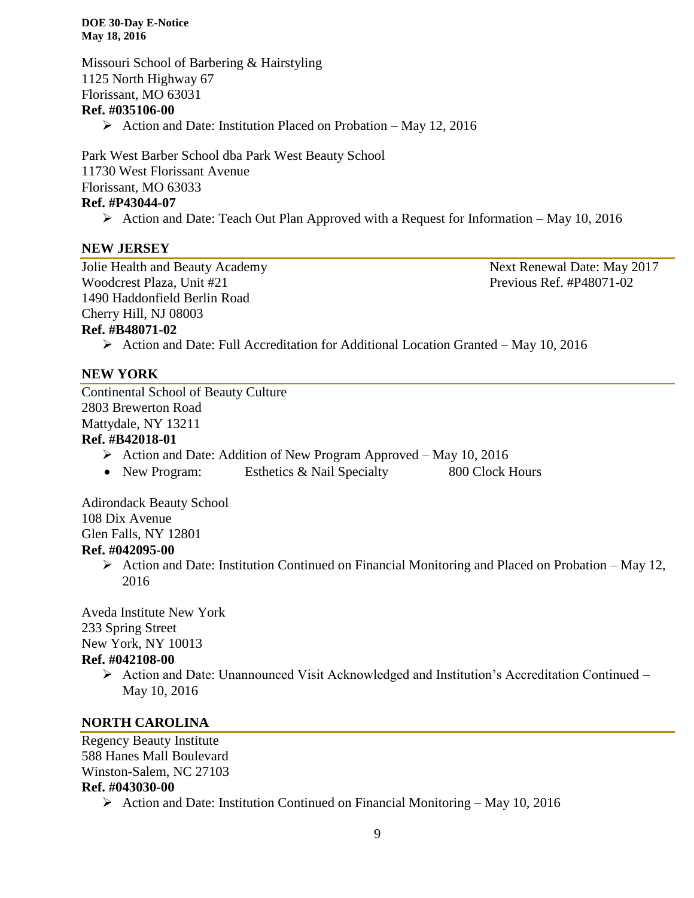Missouri School of Barbering & Hairstyling
1125 North Highway 67
Florissant, MO 63031
**Ref. #035106-00**

- Action and Date: Institution Placed on Probation – May 12, 2016

Park West Barber School dba Park West Beauty School
11730 West Florissant Avenue
Florissant, MO 63033
**Ref. #P43044-07**

- Action and Date: Teach Out Plan Approved with a Request for Information – May 10, 2016

## NEW JERSEY

Jolie Health and Beauty Academy
Woodcrest Plaza, Unit #21
1490 Haddonfield Berlin Road
Cherry Hill, NJ 08003
**Ref. #B48071-02**

Next Renewal Date: May 2017
Previous Ref. #P48071-02

- Action and Date: Full Accreditation for Additional Location Granted – May 10, 2016

## NEW YORK

Continental School of Beauty Culture
2803 Brewerton Road
Mattydale, NY 13211
**Ref. #B42018-01**

- Action and Date: Addition of New Program Approved – May 10, 2016
- New Program: Esthetics & Nail Specialty 800 Clock Hours

Adirondack Beauty School
108 Dix Avenue
Glen Falls, NY 12801
**Ref. #042095-00**

- Action and Date: Institution Continued on Financial Monitoring and Placed on Probation – May 12, 2016

Aveda Institute New York
233 Spring Street
New York, NY 10013
**Ref. #042108-00**

- Action and Date: Unannounced Visit Acknowledged and Institution's Accreditation Continued – May 10, 2016

## NORTH CAROLINA

Regency Beauty Institute
588 Hanes Mall Boulevard
Winston-Salem, NC 27103
**Ref. #043030-00**

- Action and Date: Institution Continued on Financial Monitoring – May 10, 2016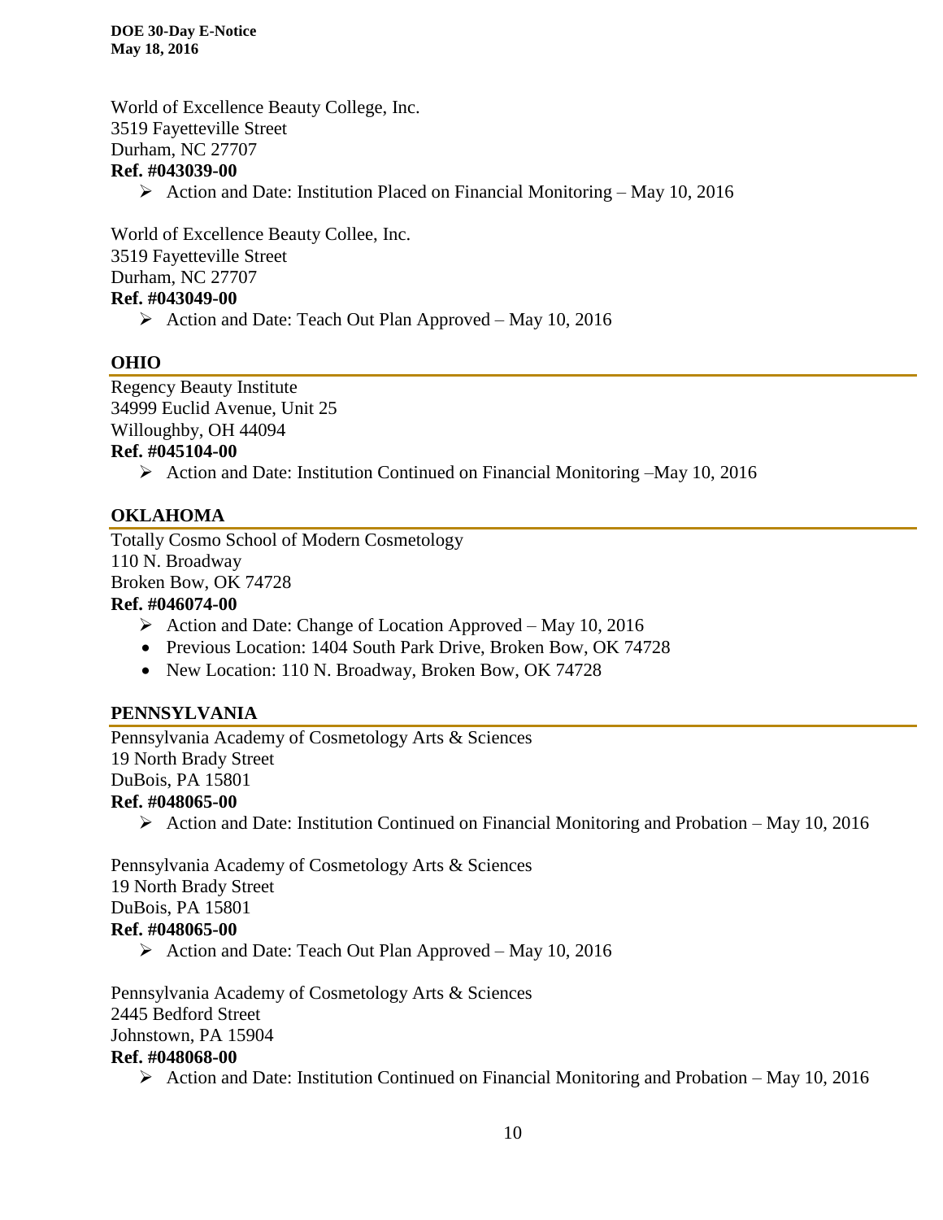World of Excellence Beauty College, Inc.
3519 Fayetteville Street
Durham, NC 27707
**Ref. #043039-00**

- Action and Date: Institution Placed on Financial Monitoring – May 10, 2016

World of Excellence Beauty Collee, Inc.
3519 Fayetteville Street
Durham, NC 27707
**Ref. #043049-00**

- Action and Date: Teach Out Plan Approved – May 10, 2016

## OHIO

Regency Beauty Institute
34999 Euclid Avenue, Unit 25
Willoughby, OH 44094
**Ref. #045104-00**

- Action and Date: Institution Continued on Financial Monitoring –May 10, 2016

## OKLAHOMA

Totally Cosmo School of Modern Cosmetology
110 N. Broadway
Broken Bow, OK 74728
**Ref. #046074-00**

- Action and Date: Change of Location Approved – May 10, 2016
- Previous Location: 1404 South Park Drive, Broken Bow, OK 74728
- New Location: 110 N. Broadway, Broken Bow, OK 74728

## PENNSYLVANIA

Pennsylvania Academy of Cosmetology Arts & Sciences
19 North Brady Street
DuBois, PA 15801
**Ref. #048065-00**

- Action and Date: Institution Continued on Financial Monitoring and Probation – May 10, 2016

Pennsylvania Academy of Cosmetology Arts & Sciences
19 North Brady Street
DuBois, PA 15801
**Ref. #048065-00**

- Action and Date: Teach Out Plan Approved – May 10, 2016

Pennsylvania Academy of Cosmetology Arts & Sciences
2445 Bedford Street
Johnstown, PA 15904
**Ref. #048068-00**

- Action and Date: Institution Continued on Financial Monitoring and Probation – May 10, 2016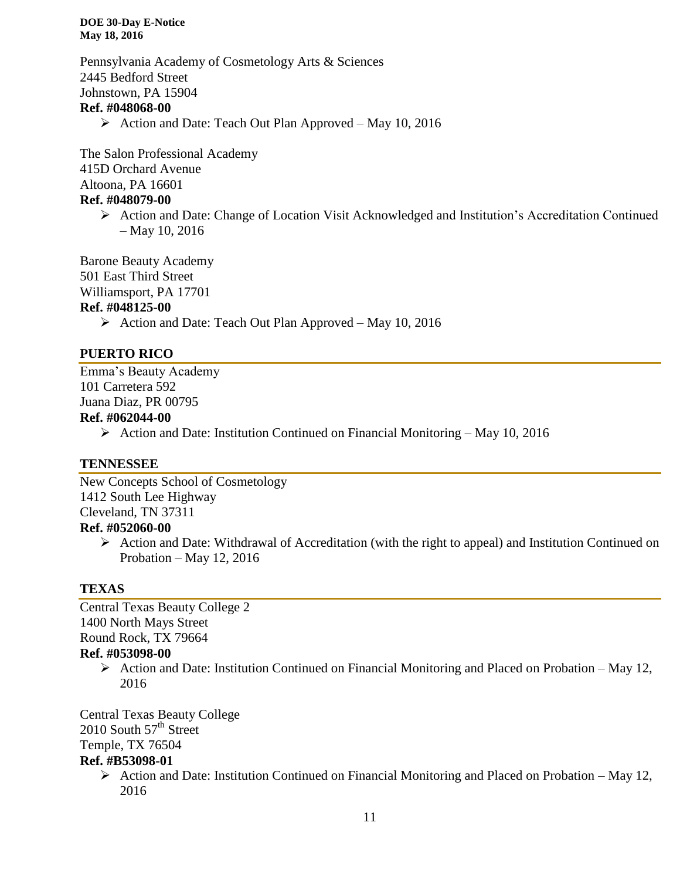Pennsylvania Academy of Cosmetology Arts & Sciences
2445 Bedford Street
Johnstown, PA 15904
**Ref. #048068-00**

- Action and Date: Teach Out Plan Approved – May 10, 2016

The Salon Professional Academy
415D Orchard Avenue
Altoona, PA 16601
**Ref. #048079-00**

- Action and Date: Change of Location Visit Acknowledged and Institution's Accreditation Continued – May 10, 2016

Barone Beauty Academy
501 East Third Street
Williamsport, PA 17701
**Ref. #048125-00**

- Action and Date: Teach Out Plan Approved – May 10, 2016

## PUERTO RICO

Emma's Beauty Academy
101 Carretera 592
Juana Diaz, PR 00795
**Ref. #062044-00**

- Action and Date: Institution Continued on Financial Monitoring – May 10, 2016

## TENNESSEE

New Concepts School of Cosmetology
1412 South Lee Highway
Cleveland, TN 37311
**Ref. #052060-00**

- Action and Date: Withdrawal of Accreditation (with the right to appeal) and Institution Continued on Probation – May 12, 2016

## TEXAS

Central Texas Beauty College 2
1400 North Mays Street
Round Rock, TX 79664
**Ref. #053098-00**

- Action and Date: Institution Continued on Financial Monitoring and Placed on Probation – May 12, 2016

Central Texas Beauty College
2010 South 57th Street
Temple, TX 76504
**Ref. #B53098-01**

- Action and Date: Institution Continued on Financial Monitoring and Placed on Probation – May 12, 2016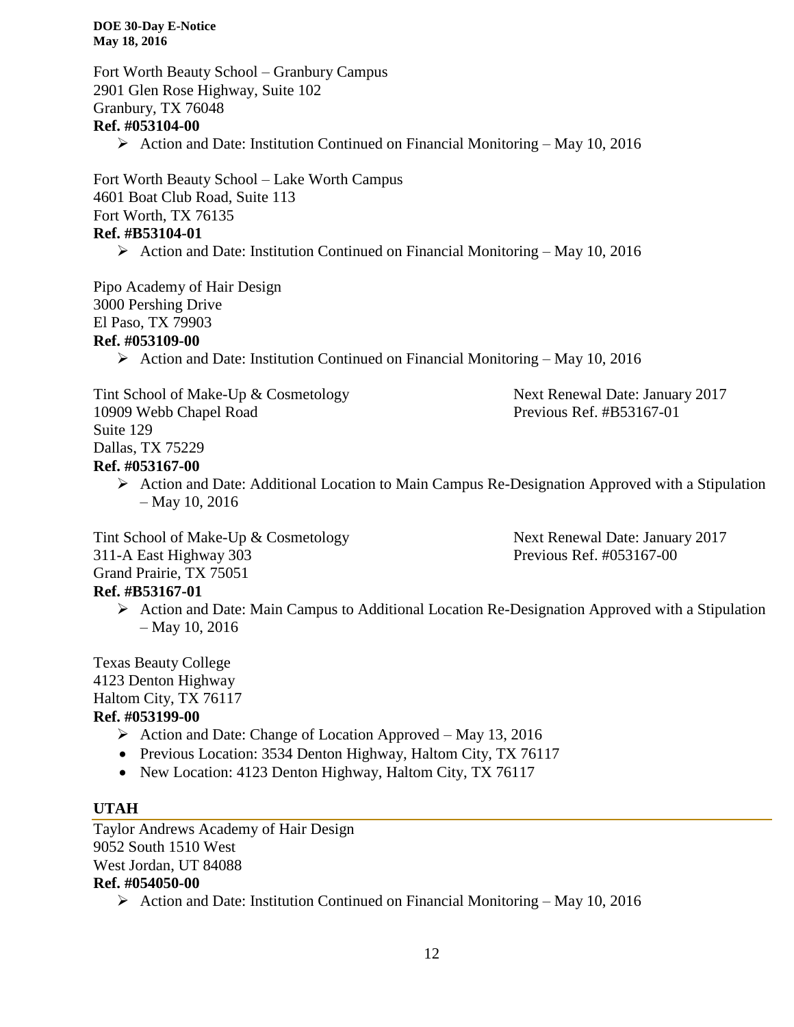Fort Worth Beauty School – Granbury Campus
2901 Glen Rose Highway, Suite 102
Granbury, TX 76048
**Ref. #053104-00**

- Action and Date: Institution Continued on Financial Monitoring – May 10, 2016

Fort Worth Beauty School – Lake Worth Campus
4601 Boat Club Road, Suite 113
Fort Worth, TX 76135
**Ref. #B53104-01**

- Action and Date: Institution Continued on Financial Monitoring – May 10, 2016

Pipo Academy of Hair Design
3000 Pershing Drive
El Paso, TX 79903
**Ref. #053109-00**

- Action and Date: Institution Continued on Financial Monitoring – May 10, 2016

Tint School of Make-Up & Cosmetology
10909 Webb Chapel Road
Suite 129
Dallas, TX 75229
**Ref. #053167-00**

Next Renewal Date: January 2017
Previous Ref. #B53167-01

- Action and Date: Additional Location to Main Campus Re-Designation Approved with a Stipulation – May 10, 2016

Tint School of Make-Up & Cosmetology
311-A East Highway 303
Grand Prairie, TX 75051
**Ref. #B53167-01**

Next Renewal Date: January 2017
Previous Ref. #053167-00

- Action and Date: Main Campus to Additional Location Re-Designation Approved with a Stipulation – May 10, 2016

Texas Beauty College
4123 Denton Highway
Haltom City, TX 76117
**Ref. #053199-00**

- Action and Date: Change of Location Approved – May 13, 2016
- Previous Location: 3534 Denton Highway, Haltom City, TX 76117
- New Location: 4123 Denton Highway, Haltom City, TX 76117

## UTAH

Taylor Andrews Academy of Hair Design
9052 South 1510 West
West Jordan, UT 84088
**Ref. #054050-00**

- Action and Date: Institution Continued on Financial Monitoring – May 10, 2016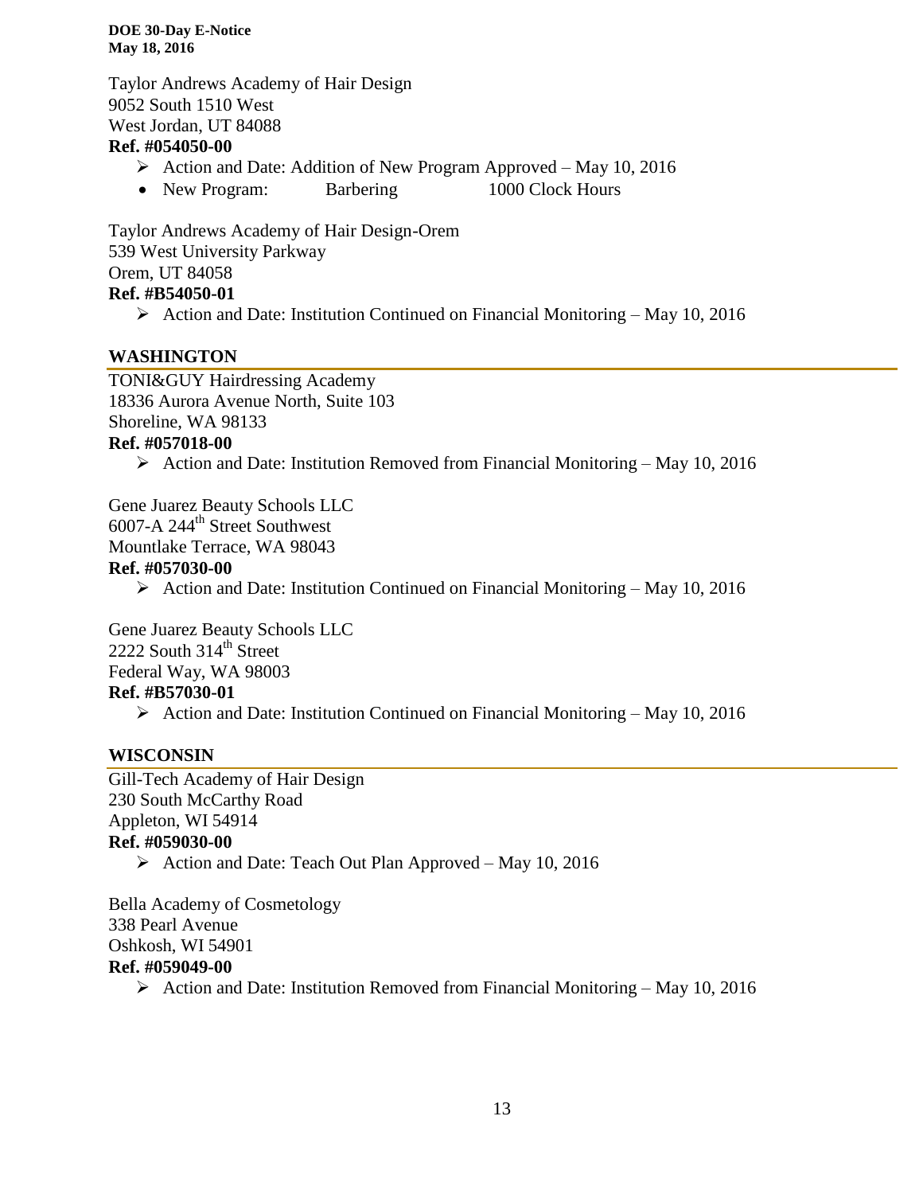Taylor Andrews Academy of Hair Design
9052 South 1510 West
West Jordan, UT 84088
**Ref. #054050-00**

- Action and Date: Addition of New Program Approved – May 10, 2016
- New Program: Barbering 1000 Clock Hours

Taylor Andrews Academy of Hair Design-Orem
539 West University Parkway
Orem, UT 84058
**Ref. #B54050-01**

- Action and Date: Institution Continued on Financial Monitoring – May 10, 2016

## WASHINGTON

TONI&GUY Hairdressing Academy
18336 Aurora Avenue North, Suite 103
Shoreline, WA 98133
**Ref. #057018-00**

- Action and Date: Institution Removed from Financial Monitoring – May 10, 2016

Gene Juarez Beauty Schools LLC
6007-A 244th Street Southwest
Mountlake Terrace, WA 98043
**Ref. #057030-00**

- Action and Date: Institution Continued on Financial Monitoring – May 10, 2016

Gene Juarez Beauty Schools LLC
2222 South 314th Street
Federal Way, WA 98003
**Ref. #B57030-01**

- Action and Date: Institution Continued on Financial Monitoring – May 10, 2016

## WISCONSIN

Gill-Tech Academy of Hair Design
230 South McCarthy Road
Appleton, WI 54914
**Ref. #059030-00**

- Action and Date: Teach Out Plan Approved – May 10, 2016

Bella Academy of Cosmetology
338 Pearl Avenue
Oshkosh, WI 54901
**Ref. #059049-00**

- Action and Date: Institution Removed from Financial Monitoring – May 10, 2016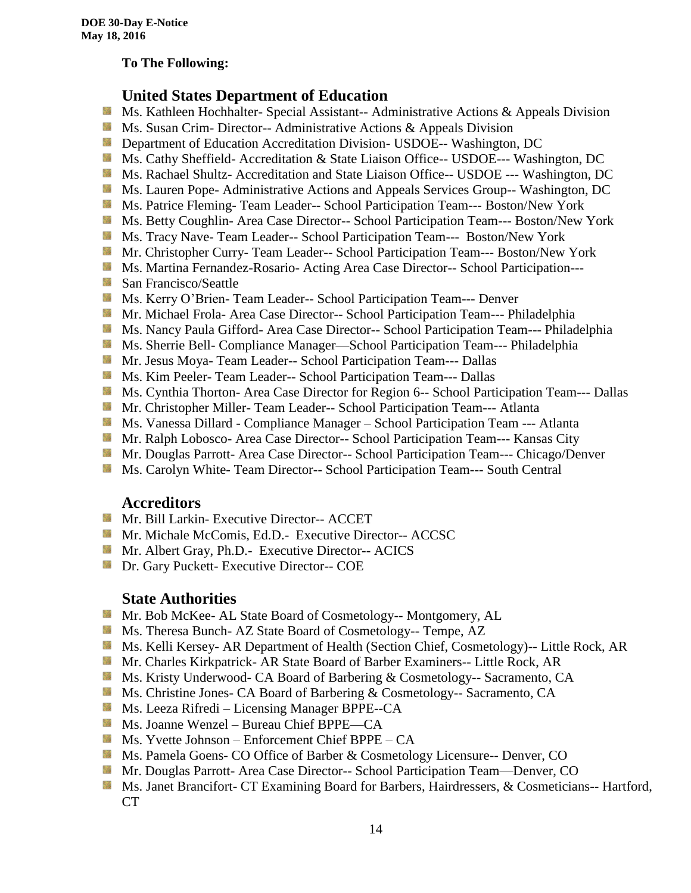**To The Following:**

## United States Department of Education

- Ms. Kathleen Hochhalter- Special Assistant-- Administrative Actions & Appeals Division
- Ms. Susan Crim- Director-- Administrative Actions & Appeals Division
- Department of Education Accreditation Division- USDOE-- Washington, DC
- Ms. Cathy Sheffield- Accreditation & State Liaison Office-- USDOE--- Washington, DC
- Ms. Rachael Shultz- Accreditation and State Liaison Office-- USDOE --- Washington, DC
- Ms. Lauren Pope- Administrative Actions and Appeals Services Group-- Washington, DC
- Ms. Patrice Fleming- Team Leader-- School Participation Team--- Boston/New York
- Ms. Betty Coughlin- Area Case Director-- School Participation Team--- Boston/New York
- Ms. Tracy Nave- Team Leader-- School Participation Team--- Boston/New York
- Mr. Christopher Curry- Team Leader-- School Participation Team--- Boston/New York
- Ms. Martina Fernandez-Rosario- Acting Area Case Director-- School Participation---
- San Francisco/Seattle
- Ms. Kerry O'Brien- Team Leader-- School Participation Team--- Denver
- Mr. Michael Frola- Area Case Director-- School Participation Team--- Philadelphia
- Ms. Nancy Paula Gifford- Area Case Director-- School Participation Team--- Philadelphia
- Ms. Sherrie Bell- Compliance Manager—School Participation Team--- Philadelphia
- Mr. Jesus Moya- Team Leader-- School Participation Team--- Dallas
- Ms. Kim Peeler- Team Leader-- School Participation Team--- Dallas
- Ms. Cynthia Thorton- Area Case Director for Region 6-- School Participation Team--- Dallas
- Mr. Christopher Miller- Team Leader-- School Participation Team--- Atlanta
- Ms. Vanessa Dillard - Compliance Manager – School Participation Team --- Atlanta
- Mr. Ralph Lobosco- Area Case Director-- School Participation Team--- Kansas City
- Mr. Douglas Parrott- Area Case Director-- School Participation Team--- Chicago/Denver
- Ms. Carolyn White- Team Director-- School Participation Team--- South Central

## Accreditors

- Mr. Bill Larkin- Executive Director-- ACCET
- Mr. Michale McComis, Ed.D.- Executive Director-- ACCSC
- Mr. Albert Gray, Ph.D.- Executive Director-- ACICS
- Dr. Gary Puckett- Executive Director-- COE

## State Authorities

- Mr. Bob McKee- AL State Board of Cosmetology-- Montgomery, AL
- Ms. Theresa Bunch- AZ State Board of Cosmetology-- Tempe, AZ
- Ms. Kelli Kersey- AR Department of Health (Section Chief, Cosmetology)-- Little Rock, AR
- Mr. Charles Kirkpatrick- AR State Board of Barber Examiners-- Little Rock, AR
- Ms. Kristy Underwood- CA Board of Barbering & Cosmetology-- Sacramento, CA
- Ms. Christine Jones- CA Board of Barbering & Cosmetology-- Sacramento, CA
- Ms. Leeza Rifredi – Licensing Manager BPPE--CA
- Ms. Joanne Wenzel – Bureau Chief BPPE—CA
- Ms. Yvette Johnson – Enforcement Chief BPPE – CA
- Ms. Pamela Goens- CO Office of Barber & Cosmetology Licensure-- Denver, CO
- Mr. Douglas Parrott- Area Case Director-- School Participation Team—Denver, CO
- Ms. Janet Brancifort- CT Examining Board for Barbers, Hairdressers, & Cosmeticians-- Hartford, CT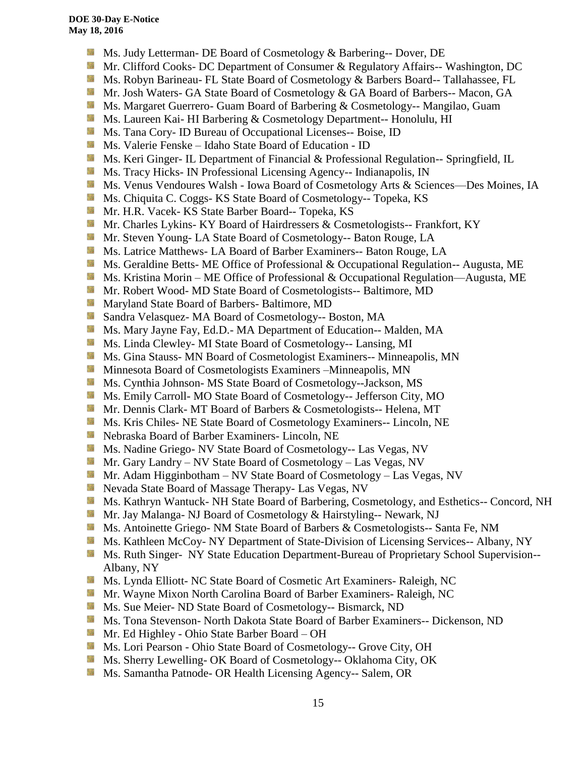- Ms. Judy Letterman- DE Board of Cosmetology & Barbering-- Dover, DE
- Mr. Clifford Cooks- DC Department of Consumer & Regulatory Affairs-- Washington, DC
- Ms. Robyn Barineau- FL State Board of Cosmetology & Barbers Board-- Tallahassee, FL
- Mr. Josh Waters- GA State Board of Cosmetology & GA Board of Barbers-- Macon, GA
- Ms. Margaret Guerrero- Guam Board of Barbering & Cosmetology-- Mangilao, Guam
- Ms. Laureen Kai- HI Barbering & Cosmetology Department-- Honolulu, HI
- Ms. Tana Cory- ID Bureau of Occupational Licenses-- Boise, ID
- Ms. Valerie Fenske – Idaho State Board of Education - ID
- Ms. Keri Ginger- IL Department of Financial & Professional Regulation-- Springfield, IL
- Ms. Tracy Hicks- IN Professional Licensing Agency-- Indianapolis, IN
- Ms. Venus Vendoures Walsh - Iowa Board of Cosmetology Arts & Sciences—Des Moines, IA
- Ms. Chiquita C. Coggs- KS State Board of Cosmetology-- Topeka, KS
- Mr. H.R. Vacek- KS State Barber Board-- Topeka, KS
- Mr. Charles Lykins- KY Board of Hairdressers & Cosmetologists-- Frankfort, KY
- Mr. Steven Young- LA State Board of Cosmetology-- Baton Rouge, LA
- Ms. Latrice Matthews- LA Board of Barber Examiners-- Baton Rouge, LA
- Ms. Geraldine Betts- ME Office of Professional & Occupational Regulation-- Augusta, ME
- Ms. Kristina Morin – ME Office of Professional & Occupational Regulation—Augusta, ME
- Mr. Robert Wood- MD State Board of Cosmetologists-- Baltimore, MD
- Maryland State Board of Barbers- Baltimore, MD
- Sandra Velasquez- MA Board of Cosmetology-- Boston, MA
- Ms. Mary Jayne Fay, Ed.D.- MA Department of Education-- Malden, MA
- Ms. Linda Clewley- MI State Board of Cosmetology-- Lansing, MI
- Ms. Gina Stauss- MN Board of Cosmetologist Examiners-- Minneapolis, MN
- Minnesota Board of Cosmetologists Examiners –Minneapolis, MN
- Ms. Cynthia Johnson- MS State Board of Cosmetology--Jackson, MS
- Ms. Emily Carroll- MO State Board of Cosmetology-- Jefferson City, MO
- Mr. Dennis Clark- MT Board of Barbers & Cosmetologists-- Helena, MT
- Ms. Kris Chiles- NE State Board of Cosmetology Examiners-- Lincoln, NE
- Nebraska Board of Barber Examiners- Lincoln, NE
- Ms. Nadine Griego- NV State Board of Cosmetology-- Las Vegas, NV
- Mr. Gary Landry – NV State Board of Cosmetology – Las Vegas, NV
- Mr. Adam Higginbotham – NV State Board of Cosmetology – Las Vegas, NV
- Nevada State Board of Massage Therapy- Las Vegas, NV
- Ms. Kathryn Wantuck- NH State Board of Barbering, Cosmetology, and Esthetics-- Concord, NH
- Mr. Jay Malanga- NJ Board of Cosmetology & Hairstyling-- Newark, NJ
- Ms. Antoinette Griego- NM State Board of Barbers & Cosmetologists-- Santa Fe, NM
- Ms. Kathleen McCoy- NY Department of State-Division of Licensing Services-- Albany, NY
- Ms. Ruth Singer- NY State Education Department-Bureau of Proprietary School Supervision-- Albany, NY
- Ms. Lynda Elliott- NC State Board of Cosmetic Art Examiners- Raleigh, NC
- Mr. Wayne Mixon North Carolina Board of Barber Examiners- Raleigh, NC
- Ms. Sue Meier- ND State Board of Cosmetology-- Bismarck, ND
- Ms. Tona Stevenson- North Dakota State Board of Barber Examiners-- Dickenson, ND
- Mr. Ed Highley - Ohio State Barber Board – OH
- Ms. Lori Pearson - Ohio State Board of Cosmetology-- Grove City, OH
- Ms. Sherry Lewelling- OK Board of Cosmetology-- Oklahoma City, OK
- Ms. Samantha Patnode- OR Health Licensing Agency-- Salem, OR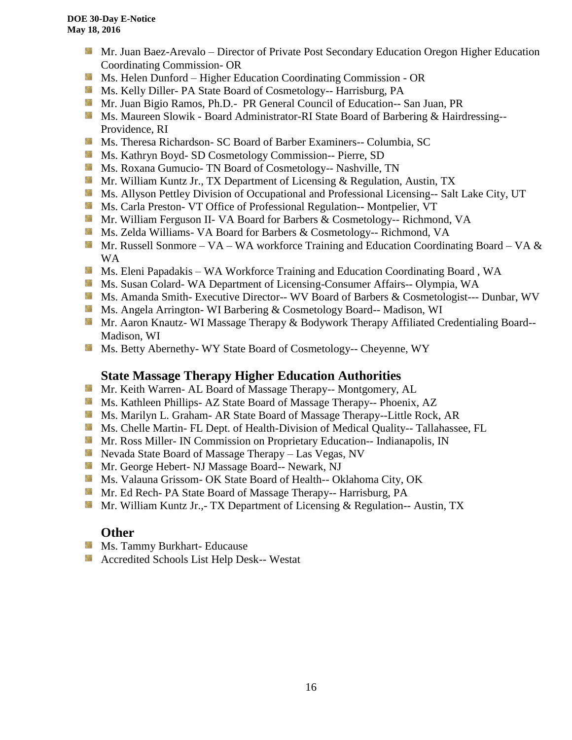- Mr. Juan Baez-Arevalo – Director of Private Post Secondary Education Oregon Higher Education Coordinating Commission- OR
- Ms. Helen Dunford – Higher Education Coordinating Commission - OR
- Ms. Kelly Diller- PA State Board of Cosmetology-- Harrisburg, PA
- Mr. Juan Bigio Ramos, Ph.D.- PR General Council of Education-- San Juan, PR
- Ms. Maureen Slowik - Board Administrator-RI State Board of Barbering & Hairdressing-- Providence, RI
- Ms. Theresa Richardson- SC Board of Barber Examiners-- Columbia, SC
- Ms. Kathryn Boyd- SD Cosmetology Commission-- Pierre, SD
- Ms. Roxana Gumucio- TN Board of Cosmetology-- Nashville, TN
- Mr. William Kuntz Jr., TX Department of Licensing & Regulation, Austin, TX
- Ms. Allyson Pettley Division of Occupational and Professional Licensing-- Salt Lake City, UT
- Ms. Carla Preston- VT Office of Professional Regulation-- Montpelier, VT
- Mr. William Ferguson II- VA Board for Barbers & Cosmetology-- Richmond, VA
- Ms. Zelda Williams- VA Board for Barbers & Cosmetology-- Richmond, VA
- Mr. Russell Sonmore – VA – WA workforce Training and Education Coordinating Board – VA & WA
- Ms. Eleni Papadakis – WA Workforce Training and Education Coordinating Board , WA
- Ms. Susan Colard- WA Department of Licensing-Consumer Affairs-- Olympia, WA
- Ms. Amanda Smith- Executive Director-- WV Board of Barbers & Cosmetologist--- Dunbar, WV
- Ms. Angela Arrington- WI Barbering & Cosmetology Board-- Madison, WI
- Mr. Aaron Knautz- WI Massage Therapy & Bodywork Therapy Affiliated Credentialing Board-- Madison, WI
- Ms. Betty Abernethy- WY State Board of Cosmetology-- Cheyenne, WY

## State Massage Therapy Higher Education Authorities

- Mr. Keith Warren- AL Board of Massage Therapy-- Montgomery, AL
- Ms. Kathleen Phillips- AZ State Board of Massage Therapy-- Phoenix, AZ
- Ms. Marilyn L. Graham- AR State Board of Massage Therapy--Little Rock, AR
- Ms. Chelle Martin- FL Dept. of Health-Division of Medical Quality-- Tallahassee, FL
- Mr. Ross Miller- IN Commission on Proprietary Education-- Indianapolis, IN
- Nevada State Board of Massage Therapy – Las Vegas, NV
- Mr. George Hebert- NJ Massage Board-- Newark, NJ
- Ms. Valauna Grissom- OK State Board of Health-- Oklahoma City, OK
- Mr. Ed Rech- PA State Board of Massage Therapy-- Harrisburg, PA
- Mr. William Kuntz Jr.,- TX Department of Licensing & Regulation-- Austin, TX

## Other

- Ms. Tammy Burkhart- Educause
- Accredited Schools List Help Desk-- Westat